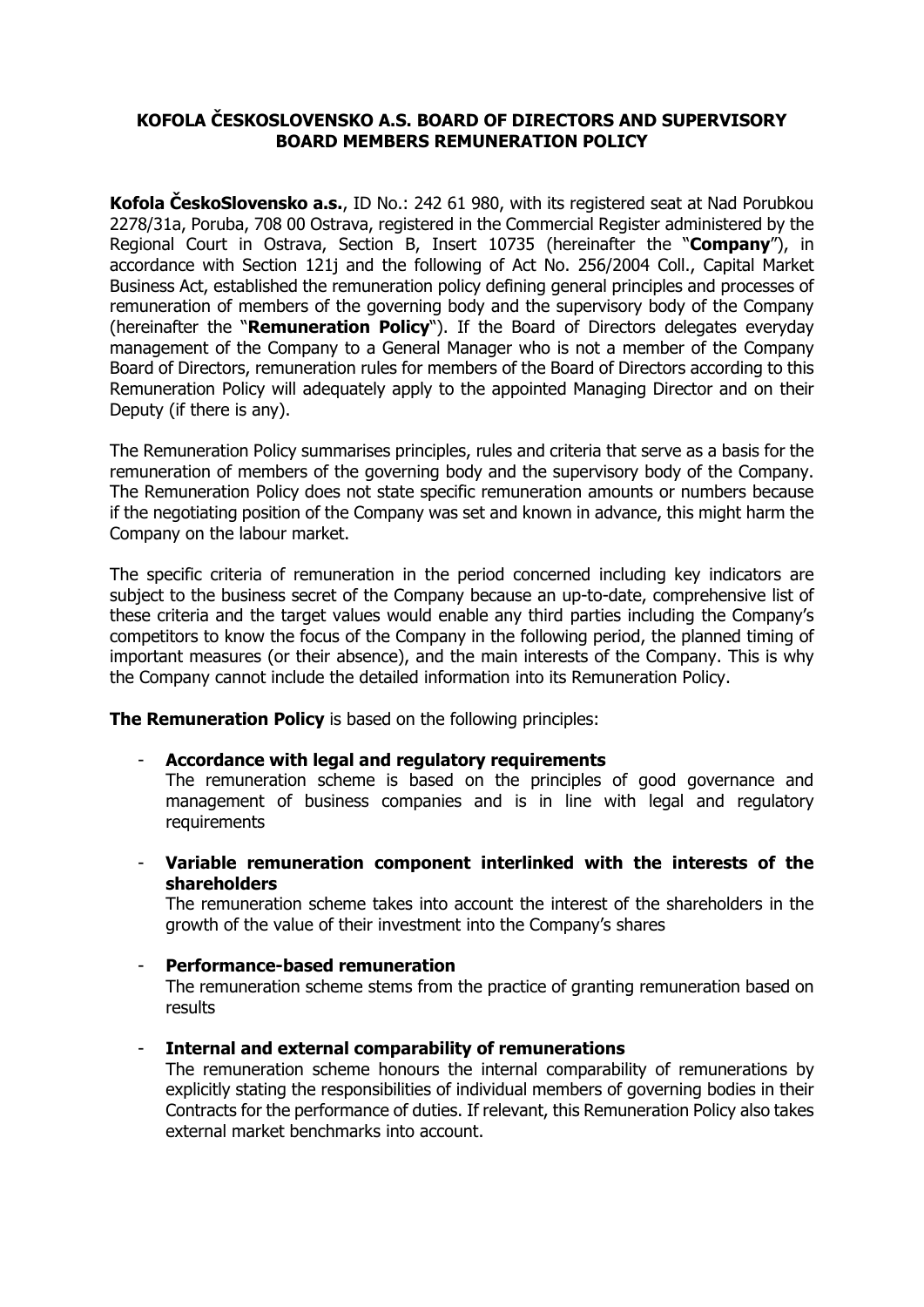# KOFOLA ČESKOSLOVENSKO A.S. BOARD OF DIRECTORS AND SUPERVISORY BOARD MEMBERS REMUNERATION POLICY

**Kofola ČeskoSlovensko a.s.**, ID No.: 242 61 980, with its registered seat at Nad Porubkou 2278/31a, Poruba, 708 00 Ostrava, registered in the Commercial Register administered by the Regional Court in Ostrava, Section B, Insert 10735 (hereinafter the "**Company**"), in accordance with Section 121j and the following of Act No. 256/2004 Coll., Capital Market Business Act, established the remuneration policy defining general principles and processes of remuneration of members of the governing body and the supervisory body of the Company (hereinafter the "**Remuneration Policy**"). If the Board of Directors delegates everyday management of the Company to a General Manager who is not a member of the Company Board of Directors, remuneration rules for members of the Board of Directors according to this Remuneration Policy will adequately apply to the appointed Managing Director and on their Deputy (if there is any).

The Remuneration Policy summarises principles, rules and criteria that serve as a basis for the remuneration of members of the governing body and the supervisory body of the Company. The Remuneration Policy does not state specific remuneration amounts or numbers because if the negotiating position of the Company was set and known in advance, this might harm the Company on the labour market.

The specific criteria of remuneration in the period concerned including key indicators are subject to the business secret of the Company because an up-to-date, comprehensive list of these criteria and the target values would enable any third parties including the Company's competitors to know the focus of the Company in the following period, the planned timing of important measures (or their absence), and the main interests of the Company. This is why the Company cannot include the detailed information into its Remuneration Policy.

**The Remuneration Policy** is based on the following principles:

- **Accordance with legal and regulatory requirements**
  The remuneration scheme is based on the principles of good governance and management of business companies and is in line with legal and regulatory requirements

- **Variable remuneration component interlinked with the interests of the shareholders**
  The remuneration scheme takes into account the interest of the shareholders in the growth of the value of their investment into the Company's shares

- **Performance-based remuneration**
  The remuneration scheme stems from the practice of granting remuneration based on results

- **Internal and external comparability of remunerations**
  The remuneration scheme honours the internal comparability of remunerations by explicitly stating the responsibilities of individual members of governing bodies in their Contracts for the performance of duties. If relevant, this Remuneration Policy also takes external market benchmarks into account.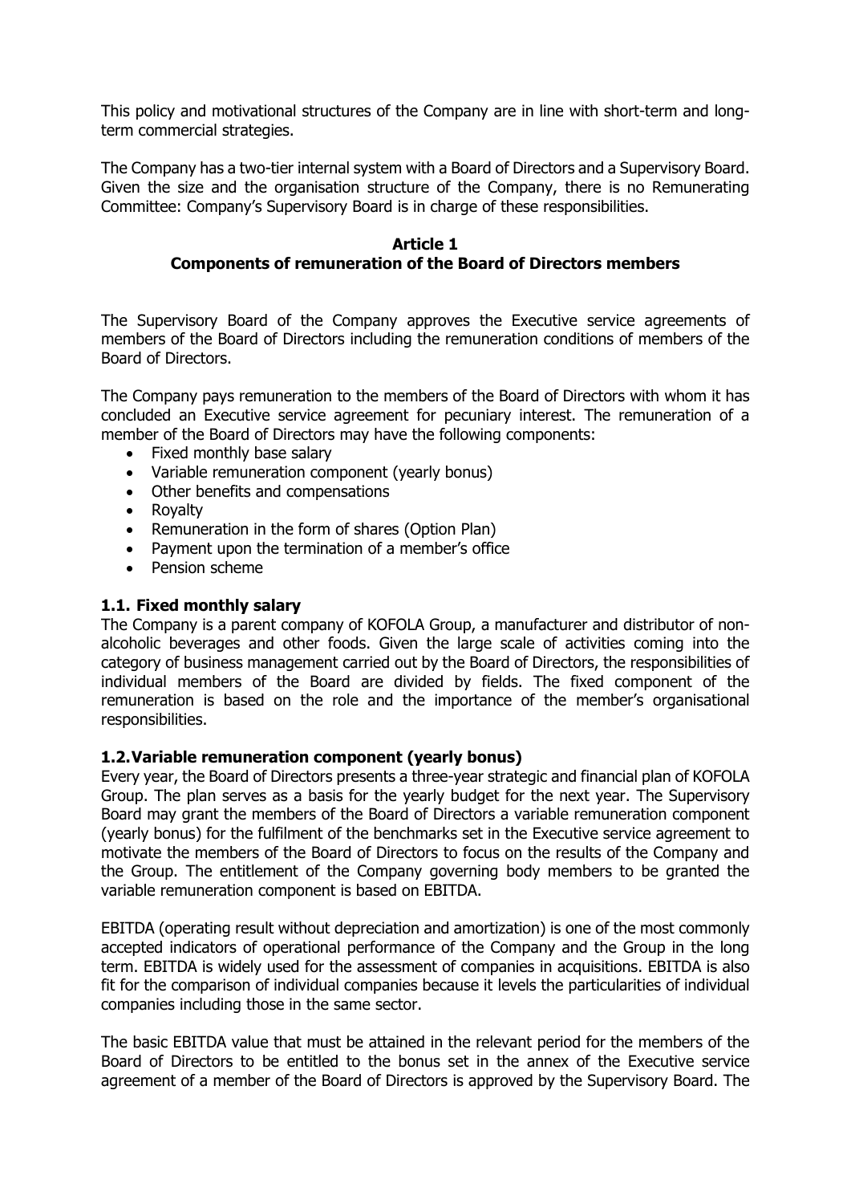This policy and motivational structures of the Company are in line with short-term and long-term commercial strategies.

The Company has a two-tier internal system with a Board of Directors and a Supervisory Board. Given the size and the organisation structure of the Company, there is no Remunerating Committee: Company's Supervisory Board is in charge of these responsibilities.

## Article 1
## Components of remuneration of the Board of Directors members

The Supervisory Board of the Company approves the Executive service agreements of members of the Board of Directors including the remuneration conditions of members of the Board of Directors.

The Company pays remuneration to the members of the Board of Directors with whom it has concluded an Executive service agreement for pecuniary interest. The remuneration of a member of the Board of Directors may have the following components:

- Fixed monthly base salary
- Variable remuneration component (yearly bonus)
- Other benefits and compensations
- Royalty
- Remuneration in the form of shares (Option Plan)
- Payment upon the termination of a member's office
- Pension scheme

### 1.1. Fixed monthly salary

The Company is a parent company of KOFOLA Group, a manufacturer and distributor of non-alcoholic beverages and other foods. Given the large scale of activities coming into the category of business management carried out by the Board of Directors, the responsibilities of individual members of the Board are divided by fields. The fixed component of the remuneration is based on the role and the importance of the member's organisational responsibilities.

### 1.2. Variable remuneration component (yearly bonus)

Every year, the Board of Directors presents a three-year strategic and financial plan of KOFOLA Group. The plan serves as a basis for the yearly budget for the next year. The Supervisory Board may grant the members of the Board of Directors a variable remuneration component (yearly bonus) for the fulfilment of the benchmarks set in the Executive service agreement to motivate the members of the Board of Directors to focus on the results of the Company and the Group. The entitlement of the Company governing body members to be granted the variable remuneration component is based on EBITDA.

EBITDA (operating result without depreciation and amortization) is one of the most commonly accepted indicators of operational performance of the Company and the Group in the long term. EBITDA is widely used for the assessment of companies in acquisitions. EBITDA is also fit for the comparison of individual companies because it levels the particularities of individual companies including those in the same sector.

The basic EBITDA value that must be attained in the relevant period for the members of the Board of Directors to be entitled to the bonus set in the annex of the Executive service agreement of a member of the Board of Directors is approved by the Supervisory Board. The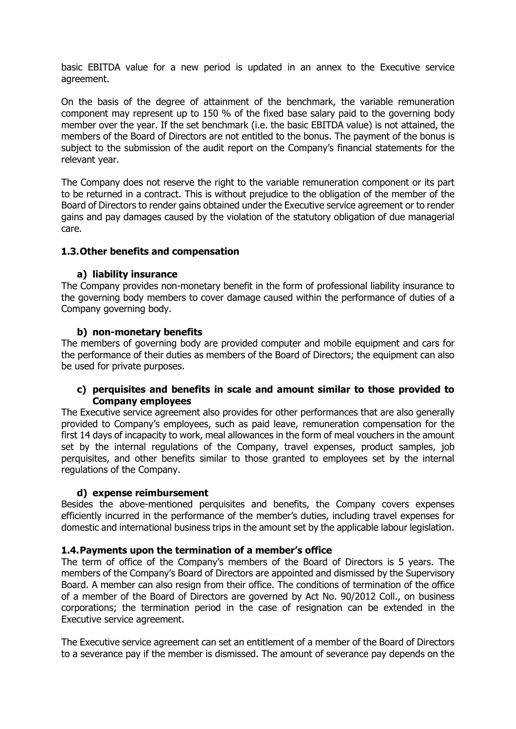basic EBITDA value for a new period is updated in an annex to the Executive service agreement.

On the basis of the degree of attainment of the benchmark, the variable remuneration component may represent up to 150 % of the fixed base salary paid to the governing body member over the year. If the set benchmark (i.e. the basic EBITDA value) is not attained, the members of the Board of Directors are not entitled to the bonus. The payment of the bonus is subject to the submission of the audit report on the Company's financial statements for the relevant year.

The Company does not reserve the right to the variable remuneration component or its part to be returned in a contract. This is without prejudice to the obligation of the member of the Board of Directors to render gains obtained under the Executive service agreement or to render gains and pay damages caused by the violation of the statutory obligation of due managerial care.

## 1.3. Other benefits and compensation

### a) liability insurance

The Company provides non-monetary benefit in the form of professional liability insurance to the governing body members to cover damage caused within the performance of duties of a Company governing body.

### b) non-monetary benefits

The members of governing body are provided computer and mobile equipment and cars for the performance of their duties as members of the Board of Directors; the equipment can also be used for private purposes.

### c) perquisites and benefits in scale and amount similar to those provided to Company employees

The Executive service agreement also provides for other performances that are also generally provided to Company's employees, such as paid leave, remuneration compensation for the first 14 days of incapacity to work, meal allowances in the form of meal vouchers in the amount set by the internal regulations of the Company, travel expenses, product samples, job perquisites, and other benefits similar to those granted to employees set by the internal regulations of the Company.

### d) expense reimbursement

Besides the above-mentioned perquisites and benefits, the Company covers expenses efficiently incurred in the performance of the member's duties, including travel expenses for domestic and international business trips in the amount set by the applicable labour legislation.

## 1.4. Payments upon the termination of a member's office

The term of office of the Company's members of the Board of Directors is 5 years. The members of the Company's Board of Directors are appointed and dismissed by the Supervisory Board. A member can also resign from their office. The conditions of termination of the office of a member of the Board of Directors are governed by Act No. 90/2012 Coll., on business corporations; the termination period in the case of resignation can be extended in the Executive service agreement.

The Executive service agreement can set an entitlement of a member of the Board of Directors to a severance pay if the member is dismissed. The amount of severance pay depends on the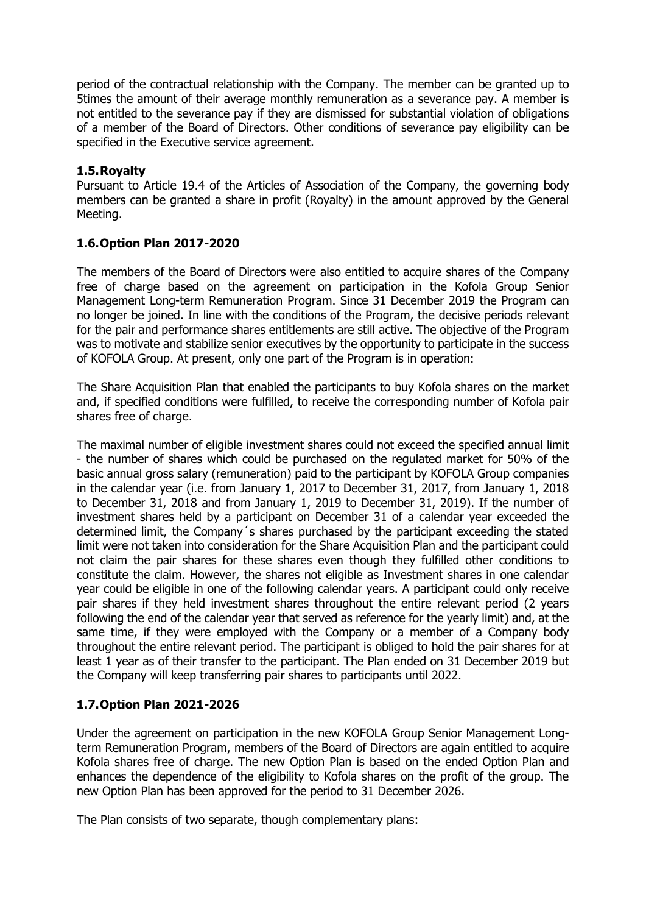period of the contractual relationship with the Company. The member can be granted up to 5times the amount of their average monthly remuneration as a severance pay. A member is not entitled to the severance pay if they are dismissed for substantial violation of obligations of a member of the Board of Directors. Other conditions of severance pay eligibility can be specified in the Executive service agreement.

### 1.5. Royalty

Pursuant to Article 19.4 of the Articles of Association of the Company, the governing body members can be granted a share in profit (Royalty) in the amount approved by the General Meeting.

### 1.6. Option Plan 2017-2020

The members of the Board of Directors were also entitled to acquire shares of the Company free of charge based on the agreement on participation in the Kofola Group Senior Management Long-term Remuneration Program. Since 31 December 2019 the Program can no longer be joined. In line with the conditions of the Program, the decisive periods relevant for the pair and performance shares entitlements are still active. The objective of the Program was to motivate and stabilize senior executives by the opportunity to participate in the success of KOFOLA Group. At present, only one part of the Program is in operation:

The Share Acquisition Plan that enabled the participants to buy Kofola shares on the market and, if specified conditions were fulfilled, to receive the corresponding number of Kofola pair shares free of charge.

The maximal number of eligible investment shares could not exceed the specified annual limit - the number of shares which could be purchased on the regulated market for 50% of the basic annual gross salary (remuneration) paid to the participant by KOFOLA Group companies in the calendar year (i.e. from January 1, 2017 to December 31, 2017, from January 1, 2018 to December 31, 2018 and from January 1, 2019 to December 31, 2019). If the number of investment shares held by a participant on December 31 of a calendar year exceeded the determined limit, the Company´s shares purchased by the participant exceeding the stated limit were not taken into consideration for the Share Acquisition Plan and the participant could not claim the pair shares for these shares even though they fulfilled other conditions to constitute the claim. However, the shares not eligible as Investment shares in one calendar year could be eligible in one of the following calendar years. A participant could only receive pair shares if they held investment shares throughout the entire relevant period (2 years following the end of the calendar year that served as reference for the yearly limit) and, at the same time, if they were employed with the Company or a member of a Company body throughout the entire relevant period. The participant is obliged to hold the pair shares for at least 1 year as of their transfer to the participant. The Plan ended on 31 December 2019 but the Company will keep transferring pair shares to participants until 2022.

### 1.7. Option Plan 2021-2026

Under the agreement on participation in the new KOFOLA Group Senior Management Long-term Remuneration Program, members of the Board of Directors are again entitled to acquire Kofola shares free of charge. The new Option Plan is based on the ended Option Plan and enhances the dependence of the eligibility to Kofola shares on the profit of the group. The new Option Plan has been approved for the period to 31 December 2026.

The Plan consists of two separate, though complementary plans: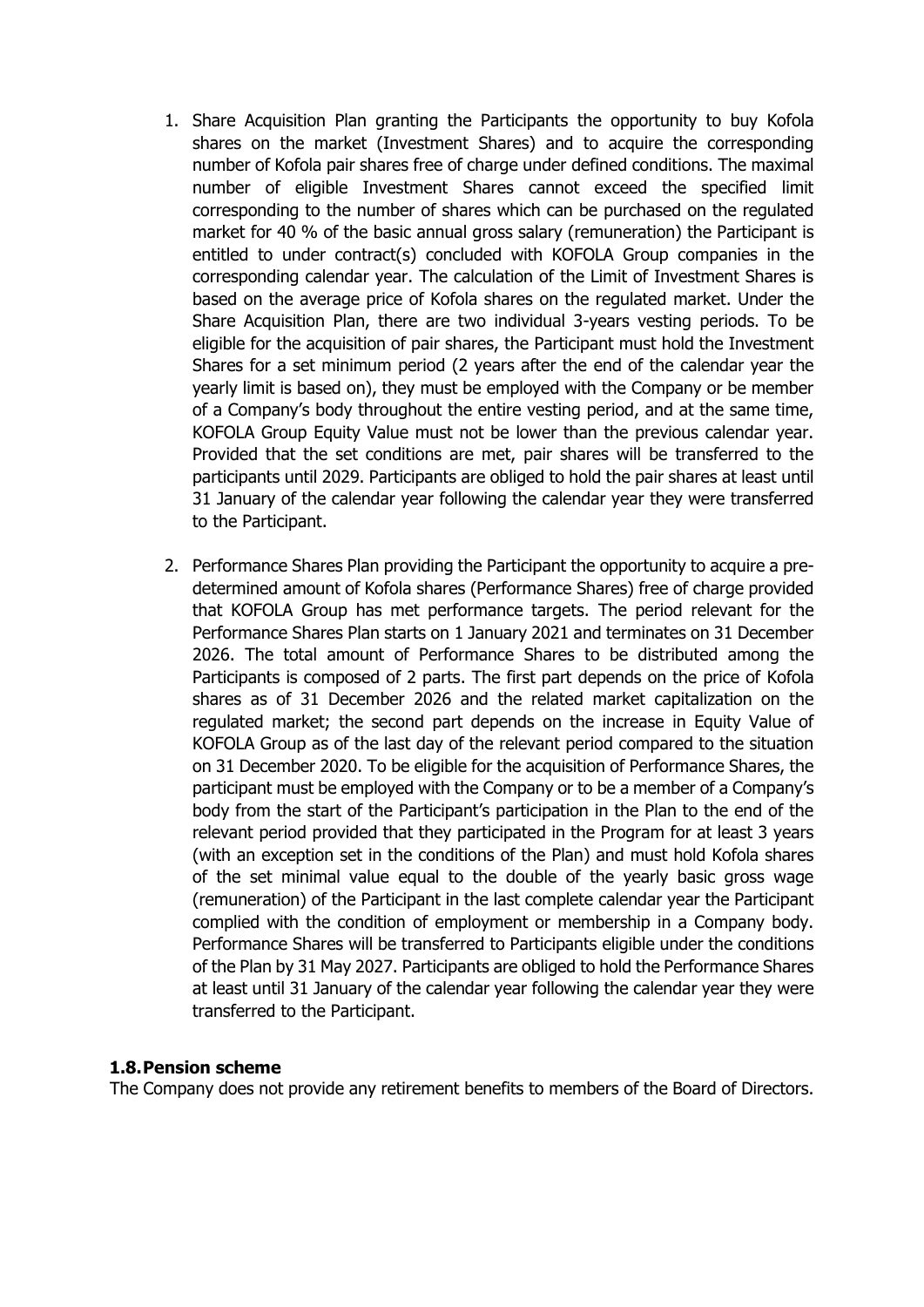1. Share Acquisition Plan granting the Participants the opportunity to buy Kofola shares on the market (Investment Shares) and to acquire the corresponding number of Kofola pair shares free of charge under defined conditions. The maximal number of eligible Investment Shares cannot exceed the specified limit corresponding to the number of shares which can be purchased on the regulated market for 40 % of the basic annual gross salary (remuneration) the Participant is entitled to under contract(s) concluded with KOFOLA Group companies in the corresponding calendar year. The calculation of the Limit of Investment Shares is based on the average price of Kofola shares on the regulated market. Under the Share Acquisition Plan, there are two individual 3-years vesting periods. To be eligible for the acquisition of pair shares, the Participant must hold the Investment Shares for a set minimum period (2 years after the end of the calendar year the yearly limit is based on), they must be employed with the Company or be member of a Company's body throughout the entire vesting period, and at the same time, KOFOLA Group Equity Value must not be lower than the previous calendar year. Provided that the set conditions are met, pair shares will be transferred to the participants until 2029. Participants are obliged to hold the pair shares at least until 31 January of the calendar year following the calendar year they were transferred to the Participant.

2. Performance Shares Plan providing the Participant the opportunity to acquire a pre-determined amount of Kofola shares (Performance Shares) free of charge provided that KOFOLA Group has met performance targets. The period relevant for the Performance Shares Plan starts on 1 January 2021 and terminates on 31 December 2026. The total amount of Performance Shares to be distributed among the Participants is composed of 2 parts. The first part depends on the price of Kofola shares as of 31 December 2026 and the related market capitalization on the regulated market; the second part depends on the increase in Equity Value of KOFOLA Group as of the last day of the relevant period compared to the situation on 31 December 2020. To be eligible for the acquisition of Performance Shares, the participant must be employed with the Company or to be a member of a Company's body from the start of the Participant's participation in the Plan to the end of the relevant period provided that they participated in the Program for at least 3 years (with an exception set in the conditions of the Plan) and must hold Kofola shares of the set minimal value equal to the double of the yearly basic gross wage (remuneration) of the Participant in the last complete calendar year the Participant complied with the condition of employment or membership in a Company body. Performance Shares will be transferred to Participants eligible under the conditions of the Plan by 31 May 2027. Participants are obliged to hold the Performance Shares at least until 31 January of the calendar year following the calendar year they were transferred to the Participant.

### 1.8. Pension scheme

The Company does not provide any retirement benefits to members of the Board of Directors.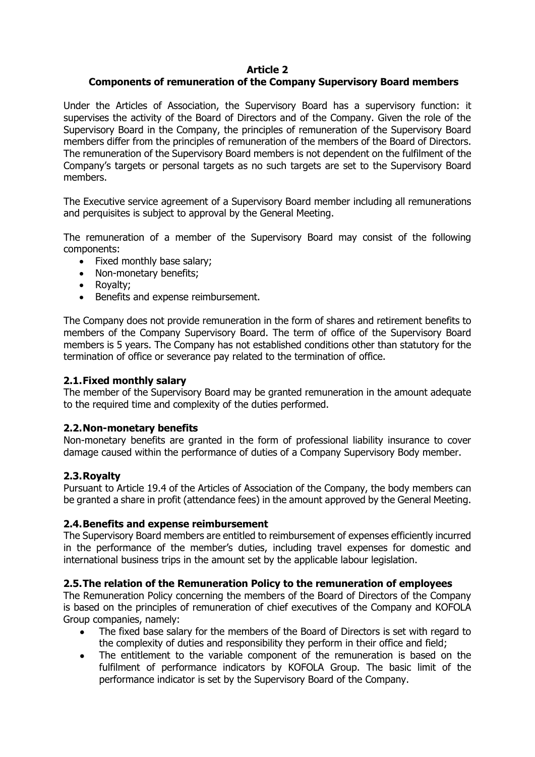**Article 2**

**Components of remuneration of the Company Supervisory Board members**

Under the Articles of Association, the Supervisory Board has a supervisory function: it supervises the activity of the Board of Directors and of the Company. Given the role of the Supervisory Board in the Company, the principles of remuneration of the Supervisory Board members differ from the principles of remuneration of the members of the Board of Directors. The remuneration of the Supervisory Board members is not dependent on the fulfilment of the Company's targets or personal targets as no such targets are set to the Supervisory Board members.

The Executive service agreement of a Supervisory Board member including all remunerations and perquisites is subject to approval by the General Meeting.

The remuneration of a member of the Supervisory Board may consist of the following components:

- Fixed monthly base salary;
- Non-monetary benefits;
- Royalty;
- Benefits and expense reimbursement.

The Company does not provide remuneration in the form of shares and retirement benefits to members of the Company Supervisory Board. The term of office of the Supervisory Board members is 5 years. The Company has not established conditions other than statutory for the termination of office or severance pay related to the termination of office.

### 2.1. Fixed monthly salary

The member of the Supervisory Board may be granted remuneration in the amount adequate to the required time and complexity of the duties performed.

### 2.2. Non-monetary benefits

Non-monetary benefits are granted in the form of professional liability insurance to cover damage caused within the performance of duties of a Company Supervisory Body member.

### 2.3. Royalty

Pursuant to Article 19.4 of the Articles of Association of the Company, the body members can be granted a share in profit (attendance fees) in the amount approved by the General Meeting.

### 2.4. Benefits and expense reimbursement

The Supervisory Board members are entitled to reimbursement of expenses efficiently incurred in the performance of the member's duties, including travel expenses for domestic and international business trips in the amount set by the applicable labour legislation.

### 2.5. The relation of the Remuneration Policy to the remuneration of employees

The Remuneration Policy concerning the members of the Board of Directors of the Company is based on the principles of remuneration of chief executives of the Company and KOFOLA Group companies, namely:

- The fixed base salary for the members of the Board of Directors is set with regard to the complexity of duties and responsibility they perform in their office and field;
- The entitlement to the variable component of the remuneration is based on the fulfilment of performance indicators by KOFOLA Group. The basic limit of the performance indicator is set by the Supervisory Board of the Company.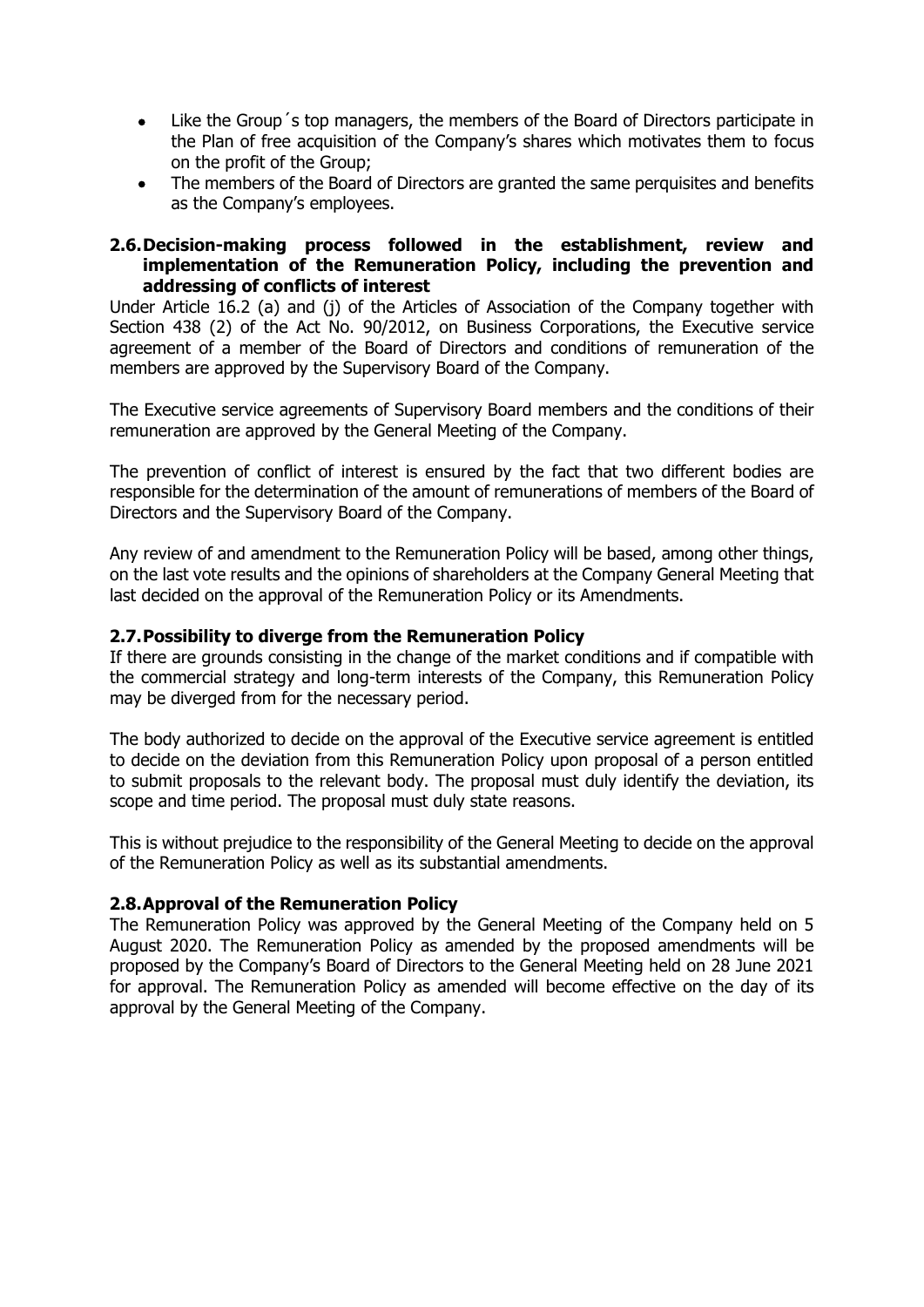- Like the Group´s top managers, the members of the Board of Directors participate in the Plan of free acquisition of the Company's shares which motivates them to focus on the profit of the Group;
- The members of the Board of Directors are granted the same perquisites and benefits as the Company's employees.

### 2.6. Decision-making process followed in the establishment, review and implementation of the Remuneration Policy, including the prevention and addressing of conflicts of interest

Under Article 16.2 (a) and (j) of the Articles of Association of the Company together with Section 438 (2) of the Act No. 90/2012, on Business Corporations, the Executive service agreement of a member of the Board of Directors and conditions of remuneration of the members are approved by the Supervisory Board of the Company.

The Executive service agreements of Supervisory Board members and the conditions of their remuneration are approved by the General Meeting of the Company.

The prevention of conflict of interest is ensured by the fact that two different bodies are responsible for the determination of the amount of remunerations of members of the Board of Directors and the Supervisory Board of the Company.

Any review of and amendment to the Remuneration Policy will be based, among other things, on the last vote results and the opinions of shareholders at the Company General Meeting that last decided on the approval of the Remuneration Policy or its Amendments.

### 2.7. Possibility to diverge from the Remuneration Policy

If there are grounds consisting in the change of the market conditions and if compatible with the commercial strategy and long-term interests of the Company, this Remuneration Policy may be diverged from for the necessary period.

The body authorized to decide on the approval of the Executive service agreement is entitled to decide on the deviation from this Remuneration Policy upon proposal of a person entitled to submit proposals to the relevant body. The proposal must duly identify the deviation, its scope and time period. The proposal must duly state reasons.

This is without prejudice to the responsibility of the General Meeting to decide on the approval of the Remuneration Policy as well as its substantial amendments.

### 2.8. Approval of the Remuneration Policy

The Remuneration Policy was approved by the General Meeting of the Company held on 5 August 2020. The Remuneration Policy as amended by the proposed amendments will be proposed by the Company's Board of Directors to the General Meeting held on 28 June 2021 for approval. The Remuneration Policy as amended will become effective on the day of its approval by the General Meeting of the Company.